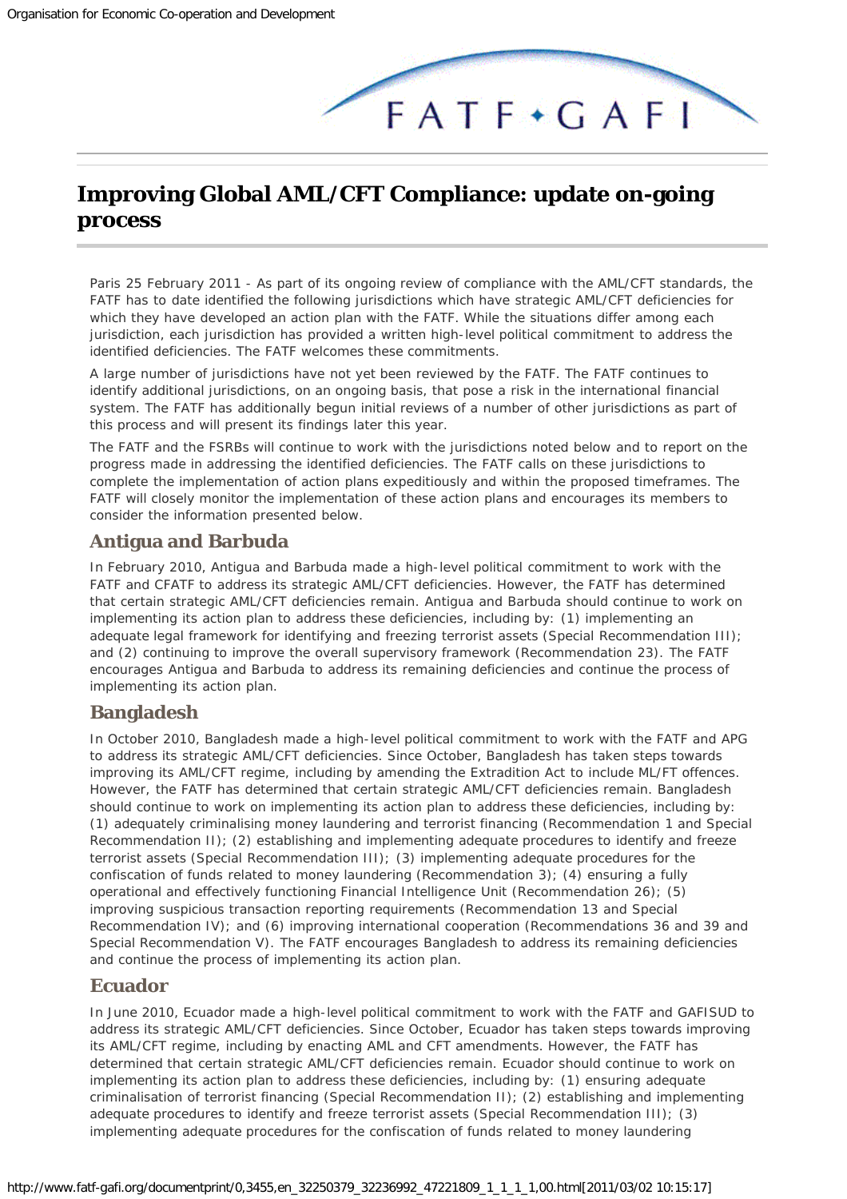# Improving Global AML/CFT Compliance: update on-going process

Paris 25 February 2011 - As part of its ongoing review of compliance with the AML/CFT standards, the FATF has to date identified the following jurisdictions which have strategic AML/CFT deficiencies for which they have developed an action plan with the FATF. While the situations differ among each jurisdiction, each jurisdiction has provided a written high-level political commitment to address the identified deficiencies. The FATF welcomes these commitments.

A large number of jurisdictions have not yet been reviewed by the FATF. The FATF continues to identify additional jurisdictions, on an ongoing basis, that pose a risk in the international financial system. The FATF has additionally begun initial reviews of a number of other jurisdictions as part of this process and will present its findings later this year.

The FATF and the FSRBs will continue to work with the jurisdictions noted below and to report on the progress made in addressing the identified deficiencies. The FATF calls on these jurisdictions to complete the implementation of action plans expeditiously and within the proposed timeframes. The FATF will closely monitor the implementation of these action plans and encourages its members to consider the information presented below.

## Antigua and Barbuda

In February 2010, Antigua and Barbuda made a high-level political commitment to work with the FATF and CFATF to address its strategic AML/CFT deficiencies. However, the FATF has determined that certain strategic AML/CFT deficiencies remain. Antigua and Barbuda should continue to work on implementing its action plan to address these deficiencies, including by: (1) implementing an adequate legal framework for identifying and freezing terrorist assets (Special Recommendation III); and (2) continuing to improve the overall supervisory framework (Recommendation 23). The FATF encourages Antigua and Barbuda to address its remaining deficiencies and continue the process of implementing its action plan.

## Bangladesh

In October 2010, Bangladesh made a high-level political commitment to work with the FATF and APG to address its strategic AML/CFT deficiencies. Since October, Bangladesh has taken steps towards improving its AML/CFT regime, including by amending the Extradition Act to include ML/FT offences. However, the FATF has determined that certain strategic AML/CFT deficiencies remain. Bangladesh should continue to work on implementing its action plan to address these deficiencies, including by: (1) adequately criminalising money laundering and terrorist financing (Recommendation 1 and Special Recommendation II); (2) establishing and implementing adequate procedures to identify and freeze terrorist assets (Special Recommendation III); (3) implementing adequate procedures for the confiscation of funds related to money laundering (Recommendation 3); (4) ensuring a fully operational and effectively functioning Financial Intelligence Unit (Recommendation 26); (5) improving suspicious transaction reporting requirements (Recommendation 13 and Special Recommendation IV); and (6) improving international cooperation (Recommendations 36 and 39 and Special Recommendation V). The FATF encourages Bangladesh to address its remaining deficiencies and continue the process of implementing its action plan.

## Ecuador

In June 2010, Ecuador made a high-level political commitment to work with the FATF and GAFISUD to address its strategic AML/CFT deficiencies. Since October, Ecuador has taken steps towards improving its AML/CFT regime, including by enacting AML and CFT amendments. However, the FATF has determined that certain strategic AML/CFT deficiencies remain. Ecuador should continue to work on implementing its action plan to address these deficiencies, including by: (1) ensuring adequate criminalisation of terrorist financing (Special Recommendation II); (2) establishing and implementing adequate procedures to identify and freeze terrorist assets (Special Recommendation III); (3) implementing adequate procedures for the confiscation of funds related to money laundering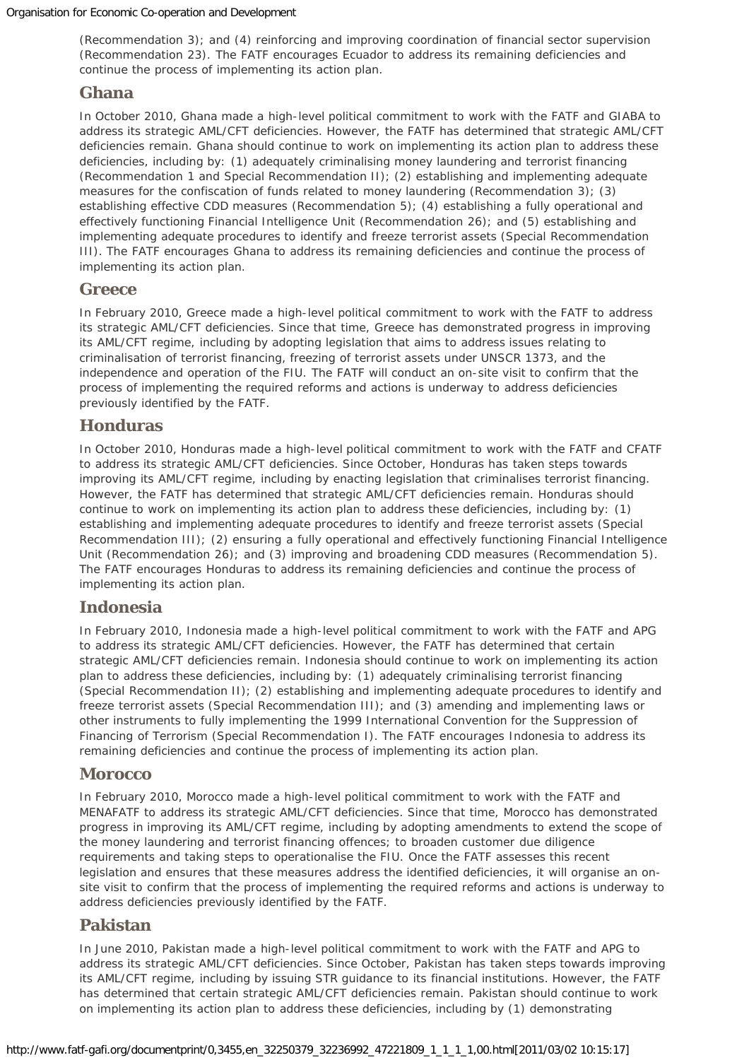(Recommendation 3); and (4) reinforcing and improving coordination of financial sector supervision (Recommendation 23). The FATF encourages Ecuador to address its remaining deficiencies and continue the process of implementing its action plan.

## Ghana

In October 2010, Ghana made a high-level political commitment to work with the FATF and GIABA to address its strategic AML/CFT deficiencies. However, the FATF has determined that strategic AML/CFT deficiencies remain. Ghana should continue to work on implementing its action plan to address these deficiencies, including by: (1) adequately criminalising money laundering and terrorist financing (Recommendation 1 and Special Recommendation II); (2) establishing and implementing adequate measures for the confiscation of funds related to money laundering (Recommendation 3); (3) establishing effective CDD measures (Recommendation 5); (4) establishing a fully operational and effectively functioning Financial Intelligence Unit (Recommendation 26); and (5) establishing and implementing adequate procedures to identify and freeze terrorist assets (Special Recommendation III). The FATF encourages Ghana to address its remaining deficiencies and continue the process of implementing its action plan.

## Greece

In February 2010, Greece made a high-level political commitment to work with the FATF to address its strategic AML/CFT deficiencies. Since that time, Greece has demonstrated progress in improving its AML/CFT regime, including by adopting legislation that aims to address issues relating to criminalisation of terrorist financing, freezing of terrorist assets under UNSCR 1373, and the independence and operation of the FIU. The FATF will conduct an on-site visit to confirm that the process of implementing the required reforms and actions is underway to address deficiencies previously identified by the FATF.

## Honduras

In October 2010, Honduras made a high-level political commitment to work with the FATF and CFATF to address its strategic AML/CFT deficiencies. Since October, Honduras has taken steps towards improving its AML/CFT regime, including by enacting legislation that criminalises terrorist financing. However, the FATF has determined that strategic AML/CFT deficiencies remain. Honduras should continue to work on implementing its action plan to address these deficiencies, including by: (1) establishing and implementing adequate procedures to identify and freeze terrorist assets (Special Recommendation III); (2) ensuring a fully operational and effectively functioning Financial Intelligence Unit (Recommendation 26); and (3) improving and broadening CDD measures (Recommendation 5). The FATF encourages Honduras to address its remaining deficiencies and continue the process of implementing its action plan.

## Indonesia

In February 2010, Indonesia made a high-level political commitment to work with the FATF and APG to address its strategic AML/CFT deficiencies. However, the FATF has determined that certain strategic AML/CFT deficiencies remain. Indonesia should continue to work on implementing its action plan to address these deficiencies, including by: (1) adequately criminalising terrorist financing (Special Recommendation II); (2) establishing and implementing adequate procedures to identify and freeze terrorist assets (Special Recommendation III); and (3) amending and implementing laws or other instruments to fully implementing the 1999 International Convention for the Suppression of Financing of Terrorism (Special Recommendation I). The FATF encourages Indonesia to address its remaining deficiencies and continue the process of implementing its action plan.

## Morocco

In February 2010, Morocco made a high-level political commitment to work with the FATF and MENAFATF to address its strategic AML/CFT deficiencies. Since that time, Morocco has demonstrated progress in improving its AML/CFT regime, including by adopting amendments to extend the scope of the money laundering and terrorist financing offences; to broaden customer due diligence requirements and taking steps to operationalise the FIU. Once the FATF assesses this recent legislation and ensures that these measures address the identified deficiencies, it will organise an on-site visit to confirm that the process of implementing the required reforms and actions is underway to address deficiencies previously identified by the FATF.

## Pakistan

In June 2010, Pakistan made a high-level political commitment to work with the FATF and APG to address its strategic AML/CFT deficiencies. Since October, Pakistan has taken steps towards improving its AML/CFT regime, including by issuing STR guidance to its financial institutions. However, the FATF has determined that certain strategic AML/CFT deficiencies remain. Pakistan should continue to work on implementing its action plan to address these deficiencies, including by (1) demonstrating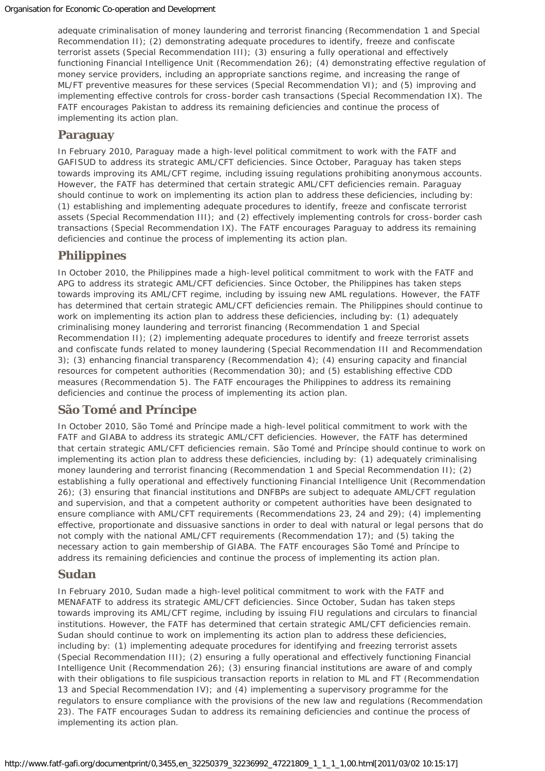adequate criminalisation of money laundering and terrorist financing (Recommendation 1 and Special Recommendation II); (2) demonstrating adequate procedures to identify, freeze and confiscate terrorist assets (Special Recommendation III); (3) ensuring a fully operational and effectively functioning Financial Intelligence Unit (Recommendation 26); (4) demonstrating effective regulation of money service providers, including an appropriate sanctions regime, and increasing the range of ML/FT preventive measures for these services (Special Recommendation VI); and (5) improving and implementing effective controls for cross-border cash transactions (Special Recommendation IX). The FATF encourages Pakistan to address its remaining deficiencies and continue the process of implementing its action plan.

## Paraguay

In February 2010, Paraguay made a high-level political commitment to work with the FATF and GAFISUD to address its strategic AML/CFT deficiencies. Since October, Paraguay has taken steps towards improving its AML/CFT regime, including issuing regulations prohibiting anonymous accounts. However, the FATF has determined that certain strategic AML/CFT deficiencies remain. Paraguay should continue to work on implementing its action plan to address these deficiencies, including by: (1) establishing and implementing adequate procedures to identify, freeze and confiscate terrorist assets (Special Recommendation III); and (2) effectively implementing controls for cross-border cash transactions (Special Recommendation IX). The FATF encourages Paraguay to address its remaining deficiencies and continue the process of implementing its action plan.

## Philippines

In October 2010, the Philippines made a high-level political commitment to work with the FATF and APG to address its strategic AML/CFT deficiencies. Since October, the Philippines has taken steps towards improving its AML/CFT regime, including by issuing new AML regulations. However, the FATF has determined that certain strategic AML/CFT deficiencies remain. The Philippines should continue to work on implementing its action plan to address these deficiencies, including by: (1) adequately criminalising money laundering and terrorist financing (Recommendation 1 and Special Recommendation II); (2) implementing adequate procedures to identify and freeze terrorist assets and confiscate funds related to money laundering (Special Recommendation III and Recommendation 3); (3) enhancing financial transparency (Recommendation 4); (4) ensuring capacity and financial resources for competent authorities (Recommendation 30); and (5) establishing effective CDD measures (Recommendation 5). The FATF encourages the Philippines to address its remaining deficiencies and continue the process of implementing its action plan.

## São Tomé and Príncipe

In October 2010, São Tomé and Príncipe made a high-level political commitment to work with the FATF and GIABA to address its strategic AML/CFT deficiencies. However, the FATF has determined that certain strategic AML/CFT deficiencies remain. São Tomé and Príncipe should continue to work on implementing its action plan to address these deficiencies, including by: (1) adequately criminalising money laundering and terrorist financing (Recommendation 1 and Special Recommendation II); (2) establishing a fully operational and effectively functioning Financial Intelligence Unit (Recommendation 26); (3) ensuring that financial institutions and DNFBPs are subject to adequate AML/CFT regulation and supervision, and that a competent authority or competent authorities have been designated to ensure compliance with AML/CFT requirements (Recommendations 23, 24 and 29); (4) implementing effective, proportionate and dissuasive sanctions in order to deal with natural or legal persons that do not comply with the national AML/CFT requirements (Recommendation 17); and (5) taking the necessary action to gain membership of GIABA. The FATF encourages São Tomé and Príncipe to address its remaining deficiencies and continue the process of implementing its action plan.

## Sudan

In February 2010, Sudan made a high-level political commitment to work with the FATF and MENAFATF to address its strategic AML/CFT deficiencies. Since October, Sudan has taken steps towards improving its AML/CFT regime, including by issuing FIU regulations and circulars to financial institutions. However, the FATF has determined that certain strategic AML/CFT deficiencies remain. Sudan should continue to work on implementing its action plan to address these deficiencies, including by: (1) implementing adequate procedures for identifying and freezing terrorist assets (Special Recommendation III); (2) ensuring a fully operational and effectively functioning Financial Intelligence Unit (Recommendation 26); (3) ensuring financial institutions are aware of and comply with their obligations to file suspicious transaction reports in relation to ML and FT (Recommendation 13 and Special Recommendation IV); and (4) implementing a supervisory programme for the regulators to ensure compliance with the provisions of the new law and regulations (Recommendation 23). The FATF encourages Sudan to address its remaining deficiencies and continue the process of implementing its action plan.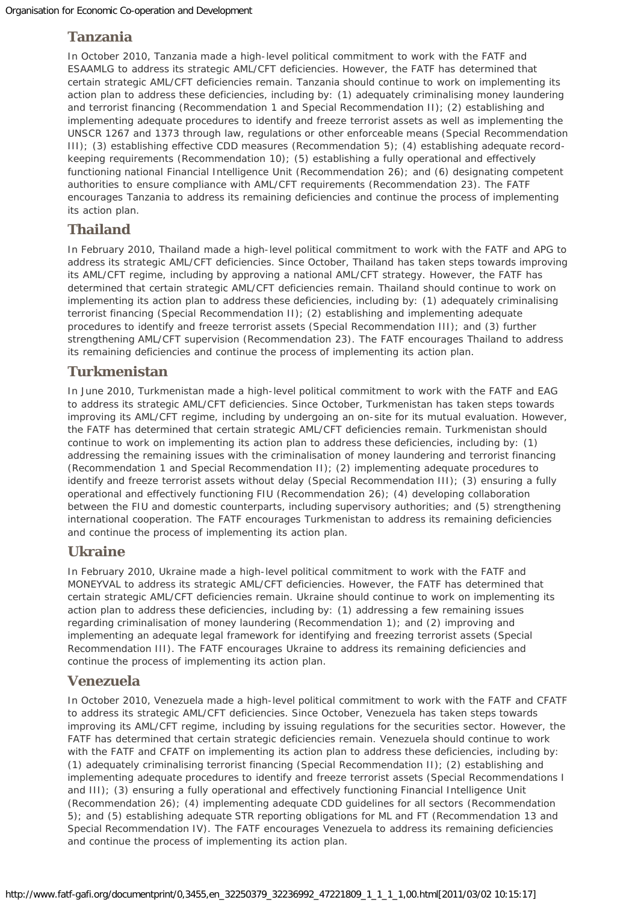## Tanzania

In October 2010, Tanzania made a high-level political commitment to work with the FATF and ESAAMLG to address its strategic AML/CFT deficiencies. However, the FATF has determined that certain strategic AML/CFT deficiencies remain. Tanzania should continue to work on implementing its action plan to address these deficiencies, including by: (1) adequately criminalising money laundering and terrorist financing (Recommendation 1 and Special Recommendation II); (2) establishing and implementing adequate procedures to identify and freeze terrorist assets as well as implementing the UNSCR 1267 and 1373 through law, regulations or other enforceable means (Special Recommendation III); (3) establishing effective CDD measures (Recommendation 5); (4) establishing adequate record-keeping requirements (Recommendation 10); (5) establishing a fully operational and effectively functioning national Financial Intelligence Unit (Recommendation 26); and (6) designating competent authorities to ensure compliance with AML/CFT requirements (Recommendation 23). The FATF encourages Tanzania to address its remaining deficiencies and continue the process of implementing its action plan.

## Thailand

In February 2010, Thailand made a high-level political commitment to work with the FATF and APG to address its strategic AML/CFT deficiencies. Since October, Thailand has taken steps towards improving its AML/CFT regime, including by approving a national AML/CFT strategy. However, the FATF has determined that certain strategic AML/CFT deficiencies remain. Thailand should continue to work on implementing its action plan to address these deficiencies, including by: (1) adequately criminalising terrorist financing (Special Recommendation II); (2) establishing and implementing adequate procedures to identify and freeze terrorist assets (Special Recommendation III); and (3) further strengthening AML/CFT supervision (Recommendation 23). The FATF encourages Thailand to address its remaining deficiencies and continue the process of implementing its action plan.

## Turkmenistan

In June 2010, Turkmenistan made a high-level political commitment to work with the FATF and EAG to address its strategic AML/CFT deficiencies. Since October, Turkmenistan has taken steps towards improving its AML/CFT regime, including by undergoing an on-site for its mutual evaluation. However, the FATF has determined that certain strategic AML/CFT deficiencies remain. Turkmenistan should continue to work on implementing its action plan to address these deficiencies, including by: (1) addressing the remaining issues with the criminalisation of money laundering and terrorist financing (Recommendation 1 and Special Recommendation II); (2) implementing adequate procedures to identify and freeze terrorist assets without delay (Special Recommendation III); (3) ensuring a fully operational and effectively functioning FIU (Recommendation 26); (4) developing collaboration between the FIU and domestic counterparts, including supervisory authorities; and (5) strengthening international cooperation. The FATF encourages Turkmenistan to address its remaining deficiencies and continue the process of implementing its action plan.

## Ukraine

In February 2010, Ukraine made a high-level political commitment to work with the FATF and MONEYVAL to address its strategic AML/CFT deficiencies. However, the FATF has determined that certain strategic AML/CFT deficiencies remain. Ukraine should continue to work on implementing its action plan to address these deficiencies, including by: (1) addressing a few remaining issues regarding criminalisation of money laundering (Recommendation 1); and (2) improving and implementing an adequate legal framework for identifying and freezing terrorist assets (Special Recommendation III). The FATF encourages Ukraine to address its remaining deficiencies and continue the process of implementing its action plan.

## Venezuela

In October 2010, Venezuela made a high-level political commitment to work with the FATF and CFATF to address its strategic AML/CFT deficiencies. Since October, Venezuela has taken steps towards improving its AML/CFT regime, including by issuing regulations for the securities sector. However, the FATF has determined that certain strategic deficiencies remain. Venezuela should continue to work with the FATF and CFATF on implementing its action plan to address these deficiencies, including by: (1) adequately criminalising terrorist financing (Special Recommendation II); (2) establishing and implementing adequate procedures to identify and freeze terrorist assets (Special Recommendations I and III); (3) ensuring a fully operational and effectively functioning Financial Intelligence Unit (Recommendation 26); (4) implementing adequate CDD guidelines for all sectors (Recommendation 5); and (5) establishing adequate STR reporting obligations for ML and FT (Recommendation 13 and Special Recommendation IV). The FATF encourages Venezuela to address its remaining deficiencies and continue the process of implementing its action plan.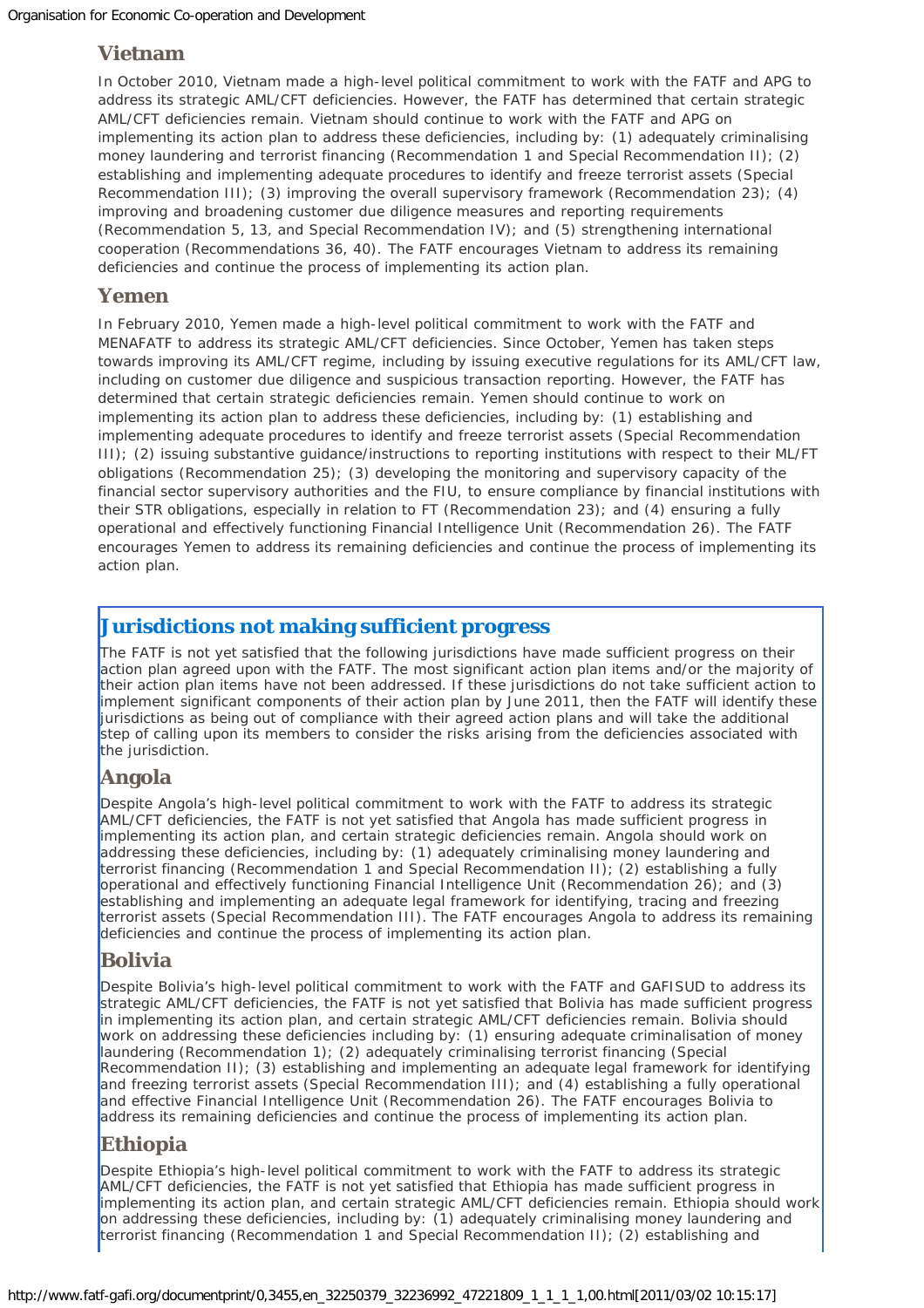## Vietnam

In October 2010, Vietnam made a high-level political commitment to work with the FATF and APG to address its strategic AML/CFT deficiencies. However, the FATF has determined that certain strategic AML/CFT deficiencies remain. Vietnam should continue to work with the FATF and APG on implementing its action plan to address these deficiencies, including by: (1) adequately criminalising money laundering and terrorist financing (Recommendation 1 and Special Recommendation II); (2) establishing and implementing adequate procedures to identify and freeze terrorist assets (Special Recommendation III); (3) improving the overall supervisory framework (Recommendation 23); (4) improving and broadening customer due diligence measures and reporting requirements (Recommendation 5, 13, and Special Recommendation IV); and (5) strengthening international cooperation (Recommendations 36, 40). The FATF encourages Vietnam to address its remaining deficiencies and continue the process of implementing its action plan.

## Yemen

In February 2010, Yemen made a high-level political commitment to work with the FATF and MENAFATF to address its strategic AML/CFT deficiencies. Since October, Yemen has taken steps towards improving its AML/CFT regime, including by issuing executive regulations for its AML/CFT law, including on customer due diligence and suspicious transaction reporting. However, the FATF has determined that certain strategic deficiencies remain. Yemen should continue to work on implementing its action plan to address these deficiencies, including by: (1) establishing and implementing adequate procedures to identify and freeze terrorist assets (Special Recommendation III); (2) issuing substantive guidance/instructions to reporting institutions with respect to their ML/FT obligations (Recommendation 25); (3) developing the monitoring and supervisory capacity of the financial sector supervisory authorities and the FIU, to ensure compliance by financial institutions with their STR obligations, especially in relation to FT (Recommendation 23); and (4) ensuring a fully operational and effectively functioning Financial Intelligence Unit (Recommendation 26). The FATF encourages Yemen to address its remaining deficiencies and continue the process of implementing its action plan.

# Jurisdictions not making sufficient progress

The FATF is not yet satisfied that the following jurisdictions have made sufficient progress on their action plan agreed upon with the FATF. The most significant action plan items and/or the majority of their action plan items have not been addressed. If these jurisdictions do not take sufficient action to implement significant components of their action plan by June 2011, then the FATF will identify these jurisdictions as being out of compliance with their agreed action plans and will take the additional step of calling upon its members to consider the risks arising from the deficiencies associated with the jurisdiction.

## Angola

Despite Angola's high-level political commitment to work with the FATF to address its strategic AML/CFT deficiencies, the FATF is not yet satisfied that Angola has made sufficient progress in implementing its action plan, and certain strategic deficiencies remain. Angola should work on addressing these deficiencies, including by: (1) adequately criminalising money laundering and terrorist financing (Recommendation 1 and Special Recommendation II); (2) establishing a fully operational and effectively functioning Financial Intelligence Unit (Recommendation 26); and (3) establishing and implementing an adequate legal framework for identifying, tracing and freezing terrorist assets (Special Recommendation III). The FATF encourages Angola to address its remaining deficiencies and continue the process of implementing its action plan.

## Bolivia

Despite Bolivia's high-level political commitment to work with the FATF and GAFISUD to address its strategic AML/CFT deficiencies, the FATF is not yet satisfied that Bolivia has made sufficient progress in implementing its action plan, and certain strategic AML/CFT deficiencies remain. Bolivia should work on addressing these deficiencies including by: (1) ensuring adequate criminalisation of money laundering (Recommendation 1); (2) adequately criminalising terrorist financing (Special Recommendation II); (3) establishing and implementing an adequate legal framework for identifying and freezing terrorist assets (Special Recommendation III); and (4) establishing a fully operational and effective Financial Intelligence Unit (Recommendation 26). The FATF encourages Bolivia to address its remaining deficiencies and continue the process of implementing its action plan.

## Ethiopia

Despite Ethiopia's high-level political commitment to work with the FATF to address its strategic AML/CFT deficiencies, the FATF is not yet satisfied that Ethiopia has made sufficient progress in implementing its action plan, and certain strategic AML/CFT deficiencies remain. Ethiopia should work on addressing these deficiencies, including by: (1) adequately criminalising money laundering and terrorist financing (Recommendation 1 and Special Recommendation II); (2) establishing and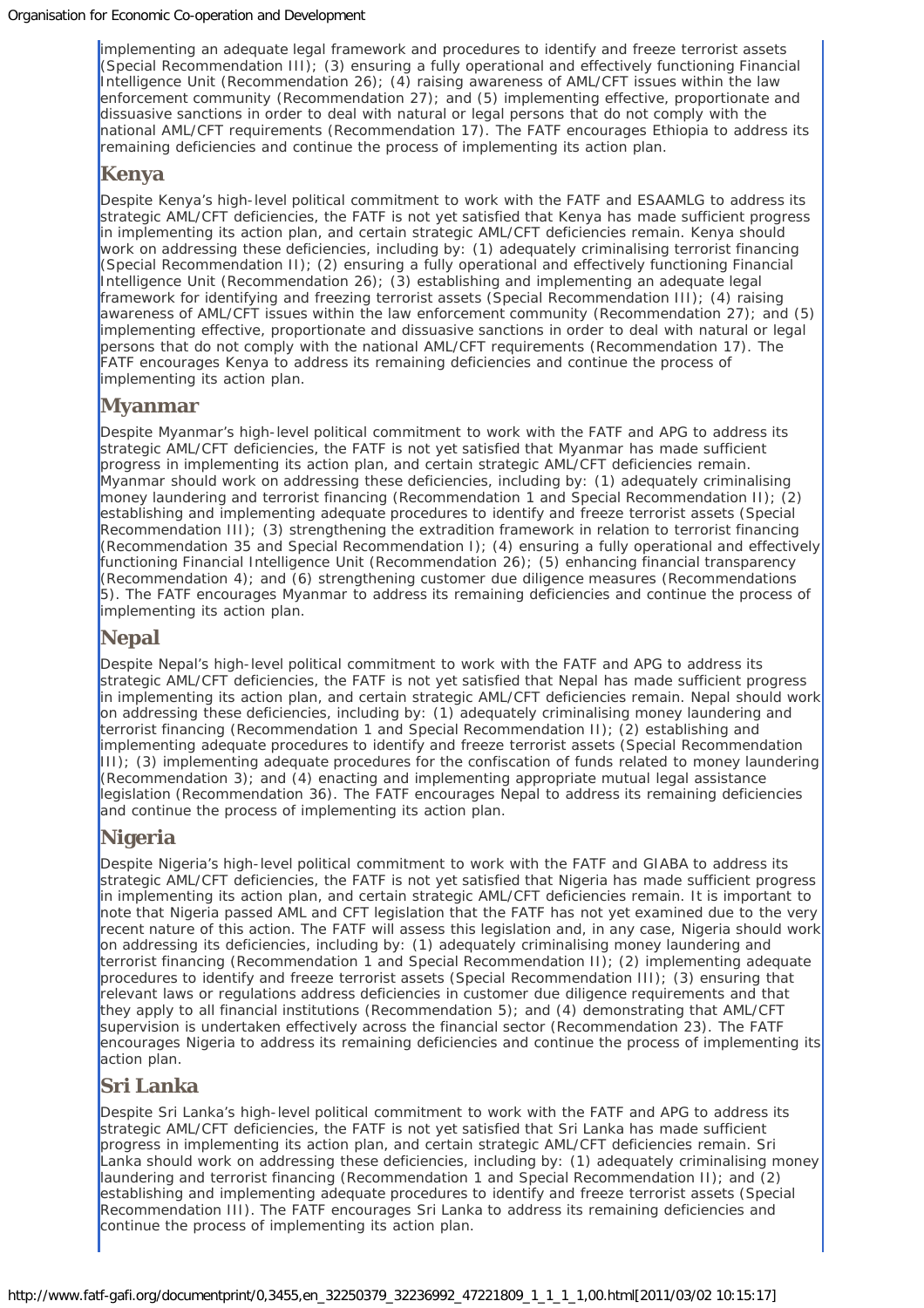implementing an adequate legal framework and procedures to identify and freeze terrorist assets (Special Recommendation III); (3) ensuring a fully operational and effectively functioning Financial Intelligence Unit (Recommendation 26); (4) raising awareness of AML/CFT issues within the law enforcement community (Recommendation 27); and (5) implementing effective, proportionate and dissuasive sanctions in order to deal with natural or legal persons that do not comply with the national AML/CFT requirements (Recommendation 17). The FATF encourages Ethiopia to address its remaining deficiencies and continue the process of implementing its action plan.

## Kenya

Despite Kenya's high-level political commitment to work with the FATF and ESAAMLG to address its strategic AML/CFT deficiencies, the FATF is not yet satisfied that Kenya has made sufficient progress in implementing its action plan, and certain strategic AML/CFT deficiencies remain. Kenya should work on addressing these deficiencies, including by: (1) adequately criminalising terrorist financing (Special Recommendation II); (2) ensuring a fully operational and effectively functioning Financial Intelligence Unit (Recommendation 26); (3) establishing and implementing an adequate legal framework for identifying and freezing terrorist assets (Special Recommendation III); (4) raising awareness of AML/CFT issues within the law enforcement community (Recommendation 27); and (5) implementing effective, proportionate and dissuasive sanctions in order to deal with natural or legal persons that do not comply with the national AML/CFT requirements (Recommendation 17). The FATF encourages Kenya to address its remaining deficiencies and continue the process of implementing its action plan.

## Myanmar

Despite Myanmar's high-level political commitment to work with the FATF and APG to address its strategic AML/CFT deficiencies, the FATF is not yet satisfied that Myanmar has made sufficient progress in implementing its action plan, and certain strategic AML/CFT deficiencies remain. Myanmar should work on addressing these deficiencies, including by: (1) adequately criminalising money laundering and terrorist financing (Recommendation 1 and Special Recommendation II); (2) establishing and implementing adequate procedures to identify and freeze terrorist assets (Special Recommendation III); (3) strengthening the extradition framework in relation to terrorist financing (Recommendation 35 and Special Recommendation I); (4) ensuring a fully operational and effectively functioning Financial Intelligence Unit (Recommendation 26); (5) enhancing financial transparency (Recommendation 4); and (6) strengthening customer due diligence measures (Recommendations 5). The FATF encourages Myanmar to address its remaining deficiencies and continue the process of implementing its action plan.

## Nepal

Despite Nepal's high-level political commitment to work with the FATF and APG to address its strategic AML/CFT deficiencies, the FATF is not yet satisfied that Nepal has made sufficient progress in implementing its action plan, and certain strategic AML/CFT deficiencies remain. Nepal should work on addressing these deficiencies, including by: (1) adequately criminalising money laundering and terrorist financing (Recommendation 1 and Special Recommendation II); (2) establishing and implementing adequate procedures to identify and freeze terrorist assets (Special Recommendation III); (3) implementing adequate procedures for the confiscation of funds related to money laundering (Recommendation 3); and (4) enacting and implementing appropriate mutual legal assistance legislation (Recommendation 36). The FATF encourages Nepal to address its remaining deficiencies and continue the process of implementing its action plan.

## Nigeria

Despite Nigeria's high-level political commitment to work with the FATF and GIABA to address its strategic AML/CFT deficiencies, the FATF is not yet satisfied that Nigeria has made sufficient progress in implementing its action plan, and certain strategic AML/CFT deficiencies remain. It is important to note that Nigeria passed AML and CFT legislation that the FATF has not yet examined due to the very recent nature of this action. The FATF will assess this legislation and, in any case, Nigeria should work on addressing its deficiencies, including by: (1) adequately criminalising money laundering and terrorist financing (Recommendation 1 and Special Recommendation II); (2) implementing adequate procedures to identify and freeze terrorist assets (Special Recommendation III); (3) ensuring that relevant laws or regulations address deficiencies in customer due diligence requirements and that they apply to all financial institutions (Recommendation 5); and (4) demonstrating that AML/CFT supervision is undertaken effectively across the financial sector (Recommendation 23). The FATF encourages Nigeria to address its remaining deficiencies and continue the process of implementing its action plan.

## Sri Lanka

Despite Sri Lanka's high-level political commitment to work with the FATF and APG to address its strategic AML/CFT deficiencies, the FATF is not yet satisfied that Sri Lanka has made sufficient progress in implementing its action plan, and certain strategic AML/CFT deficiencies remain. Sri Lanka should work on addressing these deficiencies, including by: (1) adequately criminalising money laundering and terrorist financing (Recommendation 1 and Special Recommendation II); and (2) establishing and implementing adequate procedures to identify and freeze terrorist assets (Special Recommendation III). The FATF encourages Sri Lanka to address its remaining deficiencies and continue the process of implementing its action plan.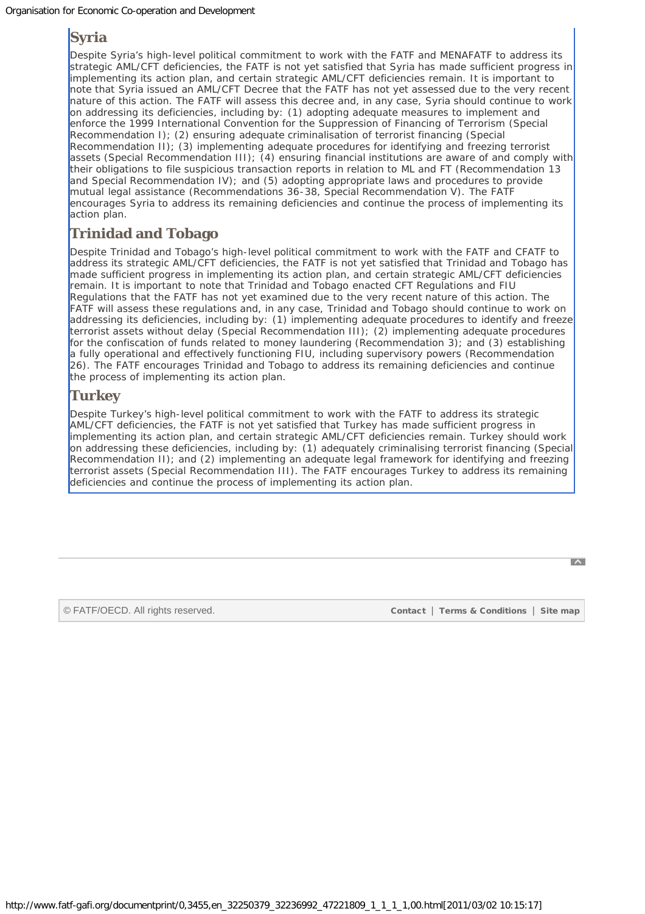## Syria

Despite Syria's high-level political commitment to work with the FATF and MENAFATF to address its strategic AML/CFT deficiencies, the FATF is not yet satisfied that Syria has made sufficient progress in implementing its action plan, and certain strategic AML/CFT deficiencies remain. It is important to note that Syria issued an AML/CFT Decree that the FATF has not yet assessed due to the very recent nature of this action. The FATF will assess this decree and, in any case, Syria should continue to work on addressing its deficiencies, including by: (1) adopting adequate measures to implement and enforce the 1999 International Convention for the Suppression of Financing of Terrorism (Special Recommendation I); (2) ensuring adequate criminalisation of terrorist financing (Special Recommendation II); (3) implementing adequate procedures for identifying and freezing terrorist assets (Special Recommendation III); (4) ensuring financial institutions are aware of and comply with their obligations to file suspicious transaction reports in relation to ML and FT (Recommendation 13 and Special Recommendation IV); and (5) adopting appropriate laws and procedures to provide mutual legal assistance (Recommendations 36-38, Special Recommendation V). The FATF encourages Syria to address its remaining deficiencies and continue the process of implementing its action plan.

## Trinidad and Tobago

Despite Trinidad and Tobago's high-level political commitment to work with the FATF and CFATF to address its strategic AML/CFT deficiencies, the FATF is not yet satisfied that Trinidad and Tobago has made sufficient progress in implementing its action plan, and certain strategic AML/CFT deficiencies remain. It is important to note that Trinidad and Tobago enacted CFT Regulations and FIU Regulations that the FATF has not yet examined due to the very recent nature of this action. The FATF will assess these regulations and, in any case, Trinidad and Tobago should continue to work on addressing its deficiencies, including by: (1) implementing adequate procedures to identify and freeze terrorist assets without delay (Special Recommendation III); (2) implementing adequate procedures for the confiscation of funds related to money laundering (Recommendation 3); and (3) establishing a fully operational and effectively functioning FIU, including supervisory powers (Recommendation 26). The FATF encourages Trinidad and Tobago to address its remaining deficiencies and continue the process of implementing its action plan.

## Turkey

Despite Turkey's high-level political commitment to work with the FATF to address its strategic AML/CFT deficiencies, the FATF is not yet satisfied that Turkey has made sufficient progress in implementing its action plan, and certain strategic AML/CFT deficiencies remain. Turkey should work on addressing these deficiencies, including by: (1) adequately criminalising terrorist financing (Special Recommendation II); and (2) implementing an adequate legal framework for identifying and freezing terrorist assets (Special Recommendation III). The FATF encourages Turkey to address its remaining deficiencies and continue the process of implementing its action plan.

© FATF/OECD. All rights reserved.

Contact | Terms & Conditions | Site map